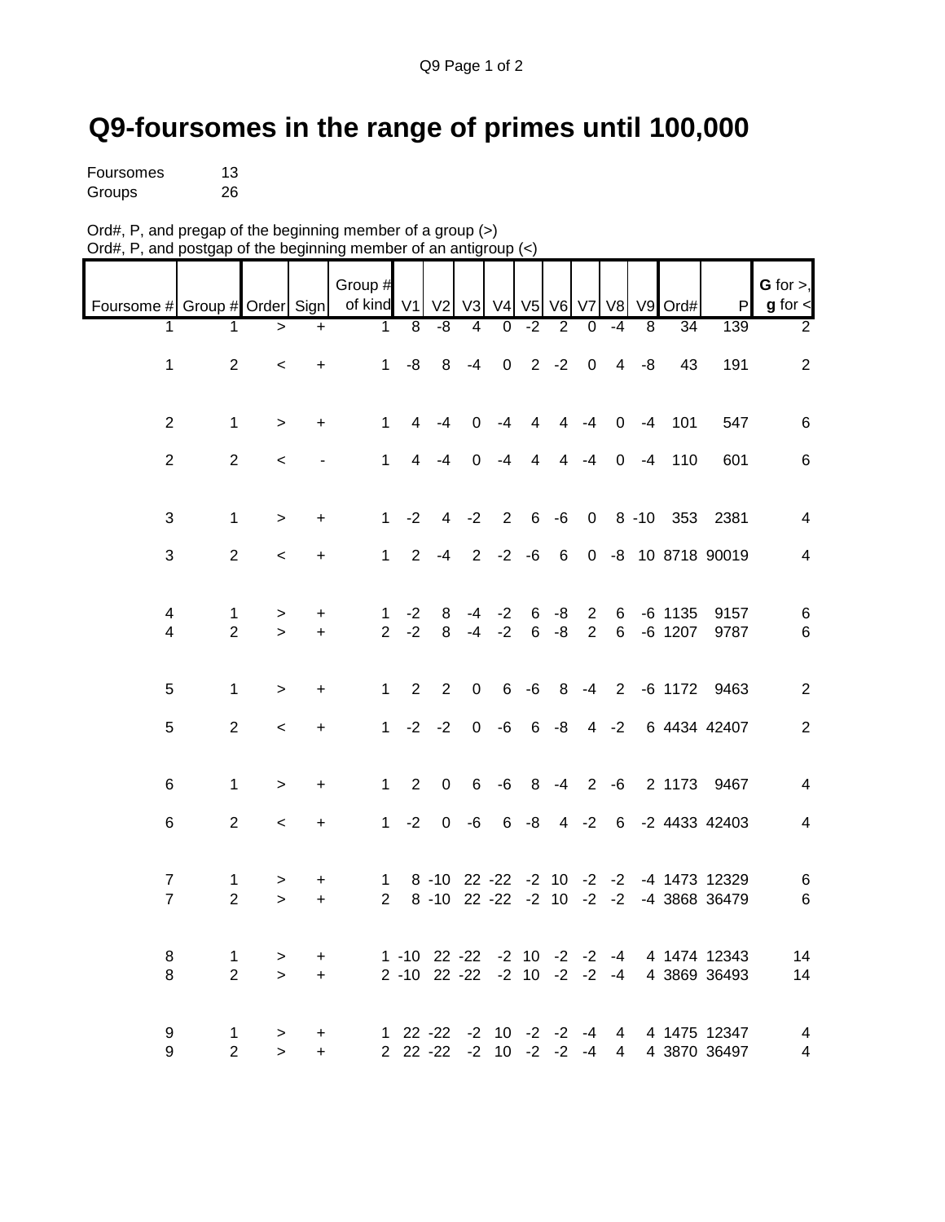# Q9-foursomes in the range of primes until 100,000

Foursomes 13
Groups 26

Ord#, P, and pregap of the beginning member of a group (>)
Ord#, P, and postgap of the beginning member of an antigroup (<)

| Foursome # | Group # | Order | Sign | Group # of kind | V1 | V2 | V3 | V4 | V5 | V6 | V7 | V8 | V9 | Ord# | P | **G** for >, **g** for < |
|---|---|---|---|---|---|---|---|---|---|---|---|---|---|---|---|---|
| 1 | 1 | > | + | 1 | 8 | -8 | 4 | 0 | -2 | 2 | 0 | -4 | 8 | 34 | 139 | 2 |
| 1 | 2 | < | + | 1 | -8 | 8 | -4 | 0 | 2 | -2 | 0 | 4 | -8 | 43 | 191 | 2 |
| 2 | 1 | > | + | 1 | 4 | -4 | 0 | -4 | 4 | 4 | -4 | 0 | -4 | 101 | 547 | 6 |
| 2 | 2 | < | - | 1 | 4 | -4 | 0 | -4 | 4 | 4 | -4 | 0 | -4 | 110 | 601 | 6 |
| 3 | 1 | > | + | 1 | -2 | 4 | -2 | 2 | 6 | -6 | 0 | 8 | -10 | 353 | 2381 | 4 |
| 3 | 2 | < | + | 1 | 2 | -4 | 2 | -2 | -6 | 6 | 0 | -8 | 10 | 8718 | 90019 | 4 |
| 4 | 1 | > | + | 1 | -2 | 8 | -4 | -2 | 6 | -8 | 2 | 6 | -6 | 1135 | 9157 | 6 |
| 4 | 2 | > | + | 2 | -2 | 8 | -4 | -2 | 6 | -8 | 2 | 6 | -6 | 1207 | 9787 | 6 |
| 5 | 1 | > | + | 1 | 2 | 2 | 0 | 6 | -6 | 8 | -4 | 2 | -6 | 1172 | 9463 | 2 |
| 5 | 2 | < | + | 1 | -2 | -2 | 0 | -6 | 6 | -8 | 4 | -2 | 6 | 4434 | 42407 | 2 |
| 6 | 1 | > | + | 1 | 2 | 0 | 6 | -6 | 8 | -4 | 2 | -6 | 2 | 1173 | 9467 | 4 |
| 6 | 2 | < | + | 1 | -2 | 0 | -6 | 6 | -8 | 4 | -2 | 6 | -2 | 4433 | 42403 | 4 |
| 7 | 1 | > | + | 1 | 8 | -10 | 22 | -22 | -2 | 10 | -2 | -2 | -4 | 1473 | 12329 | 6 |
| 7 | 2 | > | + | 2 | 8 | -10 | 22 | -22 | -2 | 10 | -2 | -2 | -4 | 3868 | 36479 | 6 |
| 8 | 1 | > | + | 1 | -10 | 22 | -22 | -2 | 10 | -2 | -2 | -4 | 4 | 1474 | 12343 | 14 |
| 8 | 2 | > | + | 2 | -10 | 22 | -22 | -2 | 10 | -2 | -2 | -4 | 4 | 3869 | 36493 | 14 |
| 9 | 1 | > | + | 1 | 22 | -22 | -2 | 10 | -2 | -2 | -4 | 4 | 4 | 1475 | 12347 | 4 |
| 9 | 2 | > | + | 2 | 22 | -22 | -2 | 10 | -2 | -2 | -4 | 4 | 4 | 3870 | 36497 | 4 |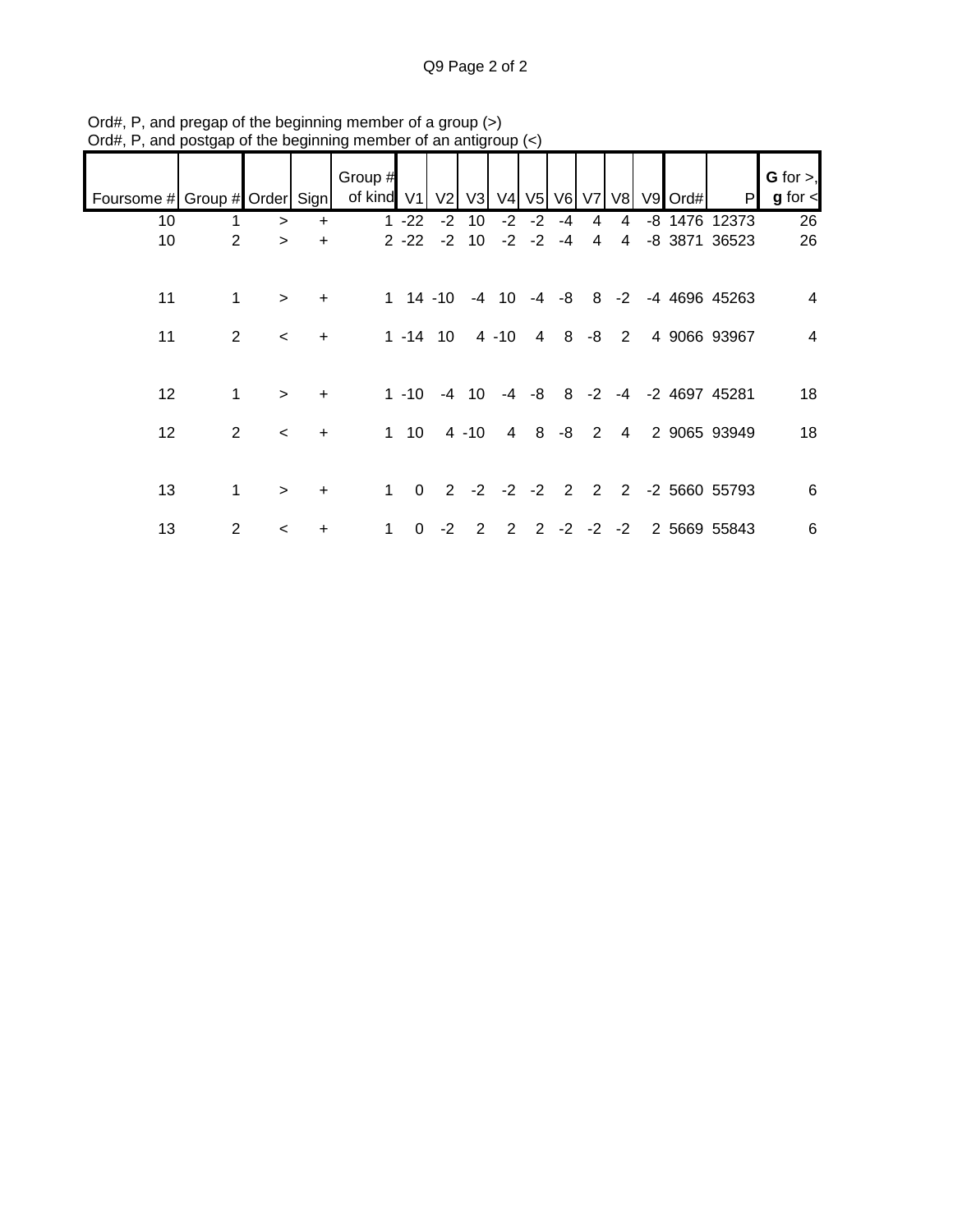Ord#, P, and pregap of the beginning member of a group (>)
Ord#, P, and postgap of the beginning member of an antigroup (<)

| Foursome # | Group # | Order | Sign | Group # of kind | V1 | V2 | V3 | V4 | V5 | V6 | V7 | V8 | V9 | Ord# | P | **G** for >, **g** for < |
|---|---|---|---|---|---|---|---|---|---|---|---|---|---|---|---|---|
| 10 | 1 | > | + | 1 | -22 | -2 | 10 | -2 | -2 | -4 | 4 | 4 | -8 | 1476 | 12373 | 26 |
| 10 | 2 | > | + | 2 | -22 | -2 | 10 | -2 | -2 | -4 | 4 | 4 | -8 | 3871 | 36523 | 26 |
| 11 | 1 | > | + | 1 | 14 | -10 | -4 | 10 | -4 | -8 | 8 | -2 | -4 | 4696 | 45263 | 4 |
| 11 | 2 | < | + | 1 | -14 | 10 | 4 | -10 | 4 | 8 | -8 | 2 | 4 | 9066 | 93967 | 4 |
| 12 | 1 | > | + | 1 | -10 | -4 | 10 | -4 | -8 | 8 | -2 | -4 | -2 | 4697 | 45281 | 18 |
| 12 | 2 | < | + | 1 | 10 | 4 | -10 | 4 | 8 | -8 | 2 | 4 | 2 | 9065 | 93949 | 18 |
| 13 | 1 | > | + | 1 | 0 | 2 | -2 | -2 | -2 | 2 | 2 | 2 | -2 | 5660 | 55793 | 6 |
| 13 | 2 | < | + | 1 | 0 | -2 | 2 | 2 | 2 | -2 | -2 | -2 | 2 | 5669 | 55843 | 6 |